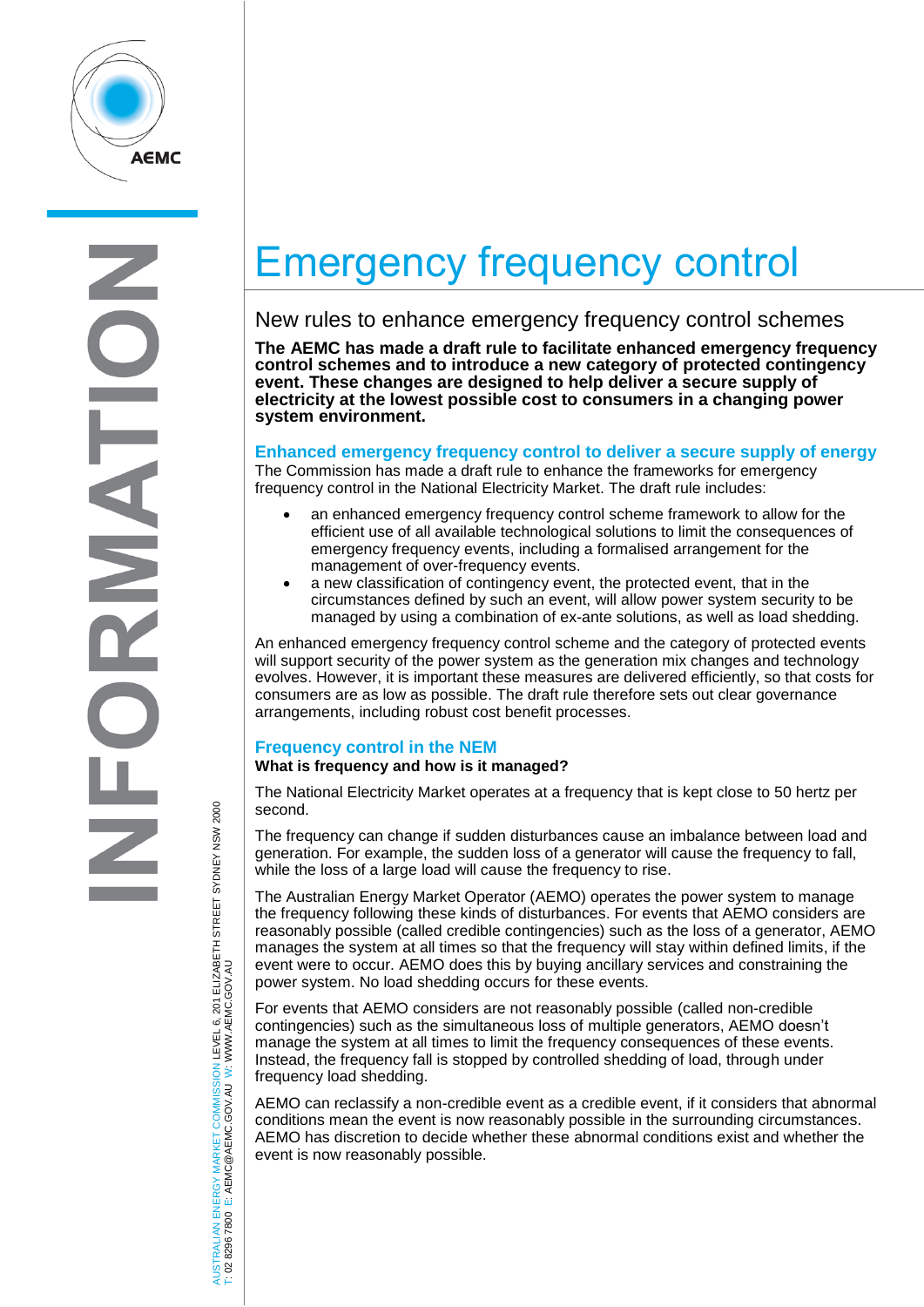# Emergency frequency control

## New rules to enhance emergency frequency control schemes

**The AEMC has made a draft rule to facilitate enhanced emergency frequency control schemes and to introduce a new category of protected contingency event. These changes are designed to help deliver a secure supply of electricity at the lowest possible cost to consumers in a changing power system environment.**

### Enhanced emergency frequency control to deliver a secure supply of energy

The Commission has made a draft rule to enhance the frameworks for emergency frequency control in the National Electricity Market. The draft rule includes:

- an enhanced emergency frequency control scheme framework to allow for the efficient use of all available technological solutions to limit the consequences of emergency frequency events, including a formalised arrangement for the management of over-frequency events.
- a new classification of contingency event, the protected event, that in the circumstances defined by such an event, will allow power system security to be managed by using a combination of ex-ante solutions, as well as load shedding.

An enhanced emergency frequency control scheme and the category of protected events will support security of the power system as the generation mix changes and technology evolves. However, it is important these measures are delivered efficiently, so that costs for consumers are as low as possible. The draft rule therefore sets out clear governance arrangements, including robust cost benefit processes.

### Frequency control in the NEM

**What is frequency and how is it managed?**

The National Electricity Market operates at a frequency that is kept close to 50 hertz per second.

The frequency can change if sudden disturbances cause an imbalance between load and generation. For example, the sudden loss of a generator will cause the frequency to fall, while the loss of a large load will cause the frequency to rise.

The Australian Energy Market Operator (AEMO) operates the power system to manage the frequency following these kinds of disturbances. For events that AEMO considers are reasonably possible (called credible contingencies) such as the loss of a generator, AEMO manages the system at all times so that the frequency will stay within defined limits, if the event were to occur. AEMO does this by buying ancillary services and constraining the power system. No load shedding occurs for these events.

For events that AEMO considers are not reasonably possible (called non-credible contingencies) such as the simultaneous loss of multiple generators, AEMO doesn't manage the system at all times to limit the frequency consequences of these events. Instead, the frequency fall is stopped by controlled shedding of load, through under frequency load shedding.

AEMO can reclassify a non-credible event as a credible event, if it considers that abnormal conditions mean the event is now reasonably possible in the surrounding circumstances. AEMO has discretion to decide whether these abnormal conditions exist and whether the event is now reasonably possible.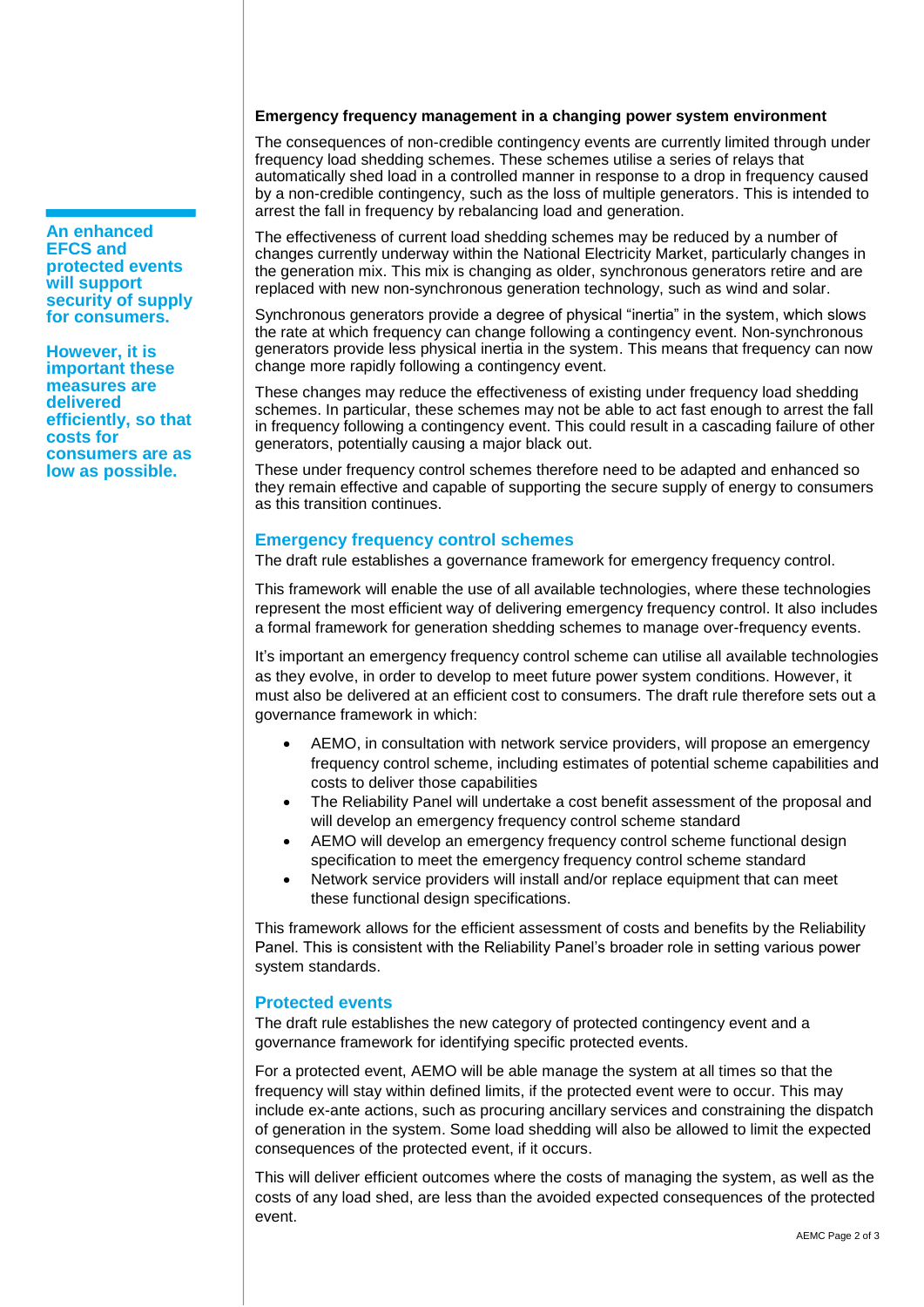**An enhanced EFCS and protected events will support security of supply for consumers.**

**However, it is important these measures are delivered efficiently, so that costs for consumers are as low as possible.**

**Emergency frequency management in a changing power system environment**

The consequences of non-credible contingency events are currently limited through under frequency load shedding schemes. These schemes utilise a series of relays that automatically shed load in a controlled manner in response to a drop in frequency caused by a non-credible contingency, such as the loss of multiple generators. This is intended to arrest the fall in frequency by rebalancing load and generation.

The effectiveness of current load shedding schemes may be reduced by a number of changes currently underway within the National Electricity Market, particularly changes in the generation mix. This mix is changing as older, synchronous generators retire and are replaced with new non-synchronous generation technology, such as wind and solar.

Synchronous generators provide a degree of physical "inertia" in the system, which slows the rate at which frequency can change following a contingency event. Non-synchronous generators provide less physical inertia in the system. This means that frequency can now change more rapidly following a contingency event.

These changes may reduce the effectiveness of existing under frequency load shedding schemes. In particular, these schemes may not be able to act fast enough to arrest the fall in frequency following a contingency event. This could result in a cascading failure of other generators, potentially causing a major black out.

These under frequency control schemes therefore need to be adapted and enhanced so they remain effective and capable of supporting the secure supply of energy to consumers as this transition continues.

## Emergency frequency control schemes

The draft rule establishes a governance framework for emergency frequency control.

This framework will enable the use of all available technologies, where these technologies represent the most efficient way of delivering emergency frequency control. It also includes a formal framework for generation shedding schemes to manage over-frequency events.

It's important an emergency frequency control scheme can utilise all available technologies as they evolve, in order to develop to meet future power system conditions. However, it must also be delivered at an efficient cost to consumers. The draft rule therefore sets out a governance framework in which:

- AEMO, in consultation with network service providers, will propose an emergency frequency control scheme, including estimates of potential scheme capabilities and costs to deliver those capabilities
- The Reliability Panel will undertake a cost benefit assessment of the proposal and will develop an emergency frequency control scheme standard
- AEMO will develop an emergency frequency control scheme functional design specification to meet the emergency frequency control scheme standard
- Network service providers will install and/or replace equipment that can meet these functional design specifications.

This framework allows for the efficient assessment of costs and benefits by the Reliability Panel. This is consistent with the Reliability Panel's broader role in setting various power system standards.

## Protected events

The draft rule establishes the new category of protected contingency event and a governance framework for identifying specific protected events.

For a protected event, AEMO will be able manage the system at all times so that the frequency will stay within defined limits, if the protected event were to occur. This may include ex-ante actions, such as procuring ancillary services and constraining the dispatch of generation in the system. Some load shedding will also be allowed to limit the expected consequences of the protected event, if it occurs.

This will deliver efficient outcomes where the costs of managing the system, as well as the costs of any load shed, are less than the avoided expected consequences of the protected event.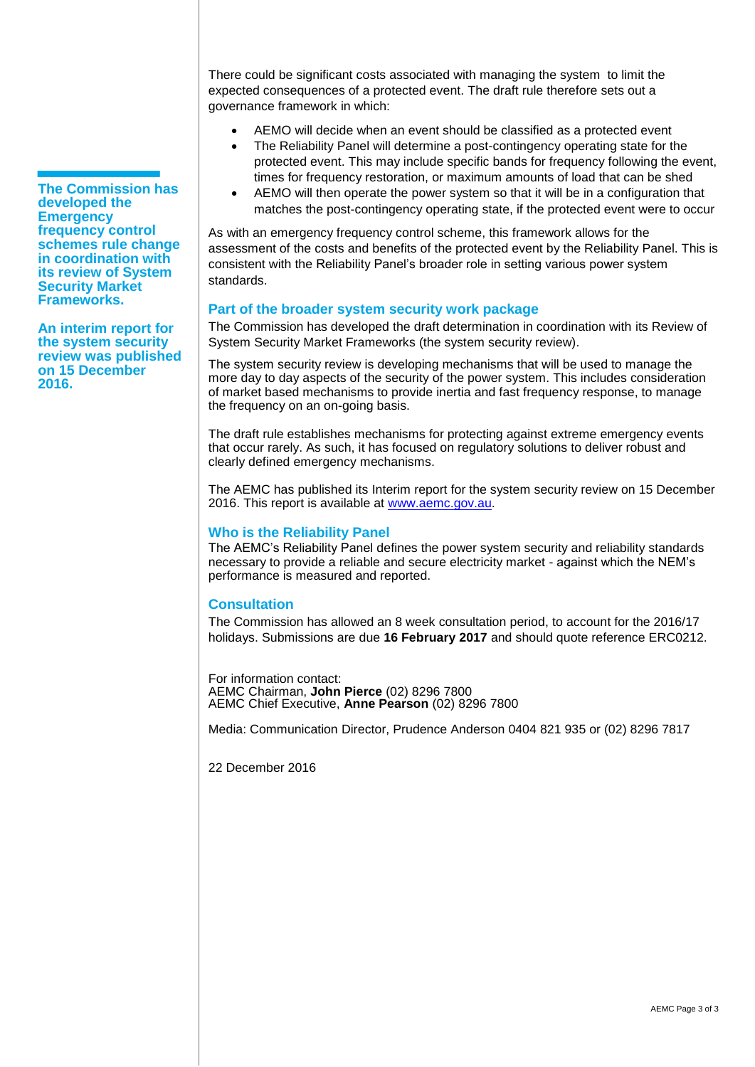There could be significant costs associated with managing the system to limit the expected consequences of a protected event. The draft rule therefore sets out a governance framework in which:

- AEMO will decide when an event should be classified as a protected event
- The Reliability Panel will determine a post-contingency operating state for the protected event. This may include specific bands for frequency following the event, times for frequency restoration, or maximum amounts of load that can be shed
- AEMO will then operate the power system so that it will be in a configuration that matches the post-contingency operating state, if the protected event were to occur

As with an emergency frequency control scheme, this framework allows for the assessment of the costs and benefits of the protected event by the Reliability Panel. This is consistent with the Reliability Panel's broader role in setting various power system standards.

**The Commission has developed the Emergency frequency control schemes rule change in coordination with its review of System Security Market Frameworks.**

**An interim report for the system security review was published on 15 December 2016.**

## Part of the broader system security work package

The Commission has developed the draft determination in coordination with its Review of System Security Market Frameworks (the system security review).

The system security review is developing mechanisms that will be used to manage the more day to day aspects of the security of the power system. This includes consideration of market based mechanisms to provide inertia and fast frequency response, to manage the frequency on an on-going basis.

The draft rule establishes mechanisms for protecting against extreme emergency events that occur rarely. As such, it has focused on regulatory solutions to deliver robust and clearly defined emergency mechanisms.

The AEMC has published its Interim report for the system security review on 15 December 2016. This report is available at [www.aemc.gov.au](www.aemc.gov.au).

## Who is the Reliability Panel

The AEMC's Reliability Panel defines the power system security and reliability standards necessary to provide a reliable and secure electricity market - against which the NEM's performance is measured and reported.

## Consultation

The Commission has allowed an 8 week consultation period, to account for the 2016/17 holidays. Submissions are due **16 February 2017** and should quote reference ERC0212.

For information contact:
AEMC Chairman, **John Pierce** (02) 8296 7800
AEMC Chief Executive, **Anne Pearson** (02) 8296 7800

Media: Communication Director, Prudence Anderson 0404 821 935 or (02) 8296 7817

22 December 2016